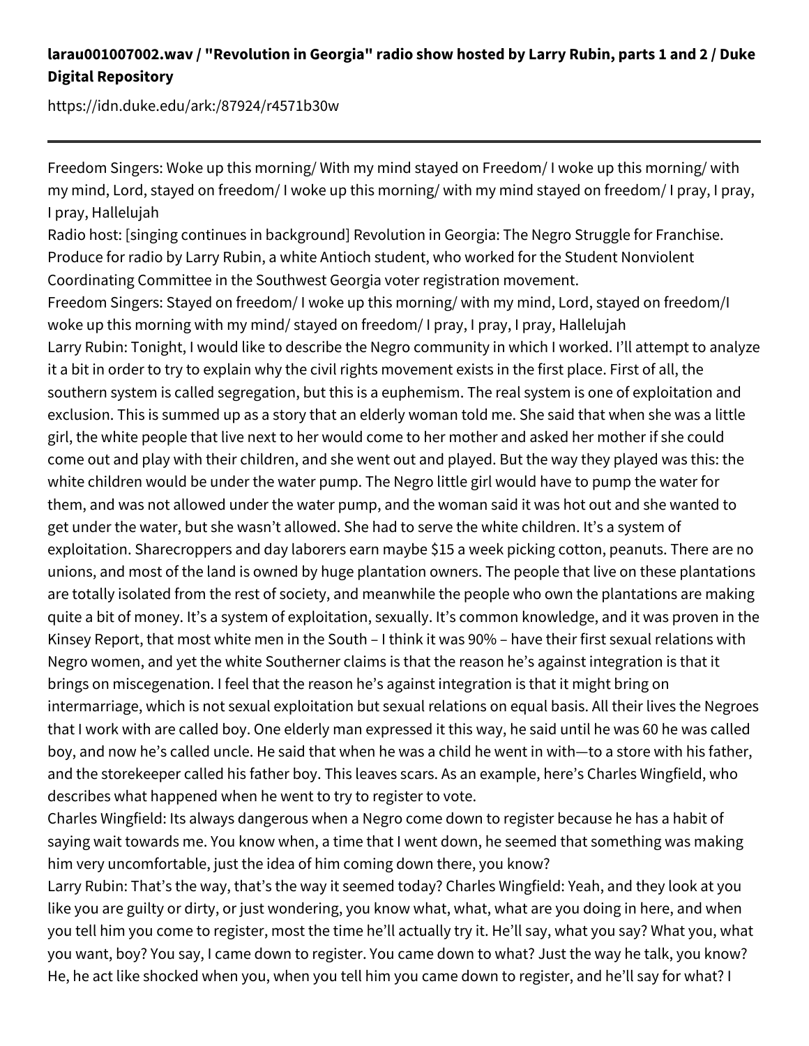**larau001007002.wav / "Revolution in Georgia" radio show hosted by Larry Rubin, parts 1 and 2 / Duke Digital Repository**

https://idn.duke.edu/ark:/87924/r4571b30w

---

Freedom Singers: Woke up this morning/ With my mind stayed on Freedom/ I woke up this morning/ with my mind, Lord, stayed on freedom/ I woke up this morning/ with my mind stayed on freedom/ I pray, I pray, I pray, Hallelujah

Radio host: [singing continues in background] Revolution in Georgia: The Negro Struggle for Franchise. Produce for radio by Larry Rubin, a white Antioch student, who worked for the Student Nonviolent Coordinating Committee in the Southwest Georgia voter registration movement.

Freedom Singers: Stayed on freedom/ I woke up this morning/ with my mind, Lord, stayed on freedom/I woke up this morning with my mind/ stayed on freedom/ I pray, I pray, I pray, Hallelujah

Larry Rubin: Tonight, I would like to describe the Negro community in which I worked. I'll attempt to analyze it a bit in order to try to explain why the civil rights movement exists in the first place. First of all, the southern system is called segregation, but this is a euphemism. The real system is one of exploitation and exclusion. This is summed up as a story that an elderly woman told me. She said that when she was a little girl, the white people that live next to her would come to her mother and asked her mother if she could come out and play with their children, and she went out and played. But the way they played was this: the white children would be under the water pump. The Negro little girl would have to pump the water for them, and was not allowed under the water pump, and the woman said it was hot out and she wanted to get under the water, but she wasn't allowed. She had to serve the white children. It's a system of exploitation. Sharecroppers and day laborers earn maybe $15 a week picking cotton, peanuts. There are no unions, and most of the land is owned by huge plantation owners. The people that live on these plantations are totally isolated from the rest of society, and meanwhile the people who own the plantations are making quite a bit of money. It's a system of exploitation, sexually. It's common knowledge, and it was proven in the Kinsey Report, that most white men in the South – I think it was 90% – have their first sexual relations with Negro women, and yet the white Southerner claims is that the reason he's against integration is that it brings on miscegenation. I feel that the reason he's against integration is that it might bring on intermarriage, which is not sexual exploitation but sexual relations on equal basis. All their lives the Negroes that I work with are called boy. One elderly man expressed it this way, he said until he was 60 he was called boy, and now he's called uncle. He said that when he was a child he went in with—to a store with his father, and the storekeeper called his father boy. This leaves scars. As an example, here's Charles Wingfield, who describes what happened when he went to try to register to vote.

Charles Wingfield: Its always dangerous when a Negro come down to register because he has a habit of saying wait towards me. You know when, a time that I went down, he seemed that something was making him very uncomfortable, just the idea of him coming down there, you know?

Larry Rubin: That's the way, that's the way it seemed today? Charles Wingfield: Yeah, and they look at you like you are guilty or dirty, or just wondering, you know what, what, what are you doing in here, and when you tell him you come to register, most the time he'll actually try it. He'll say, what you say? What you, what you want, boy? You say, I came down to register. You came down to what? Just the way he talk, you know? He, he act like shocked when you, when you tell him you came down to register, and he'll say for what? I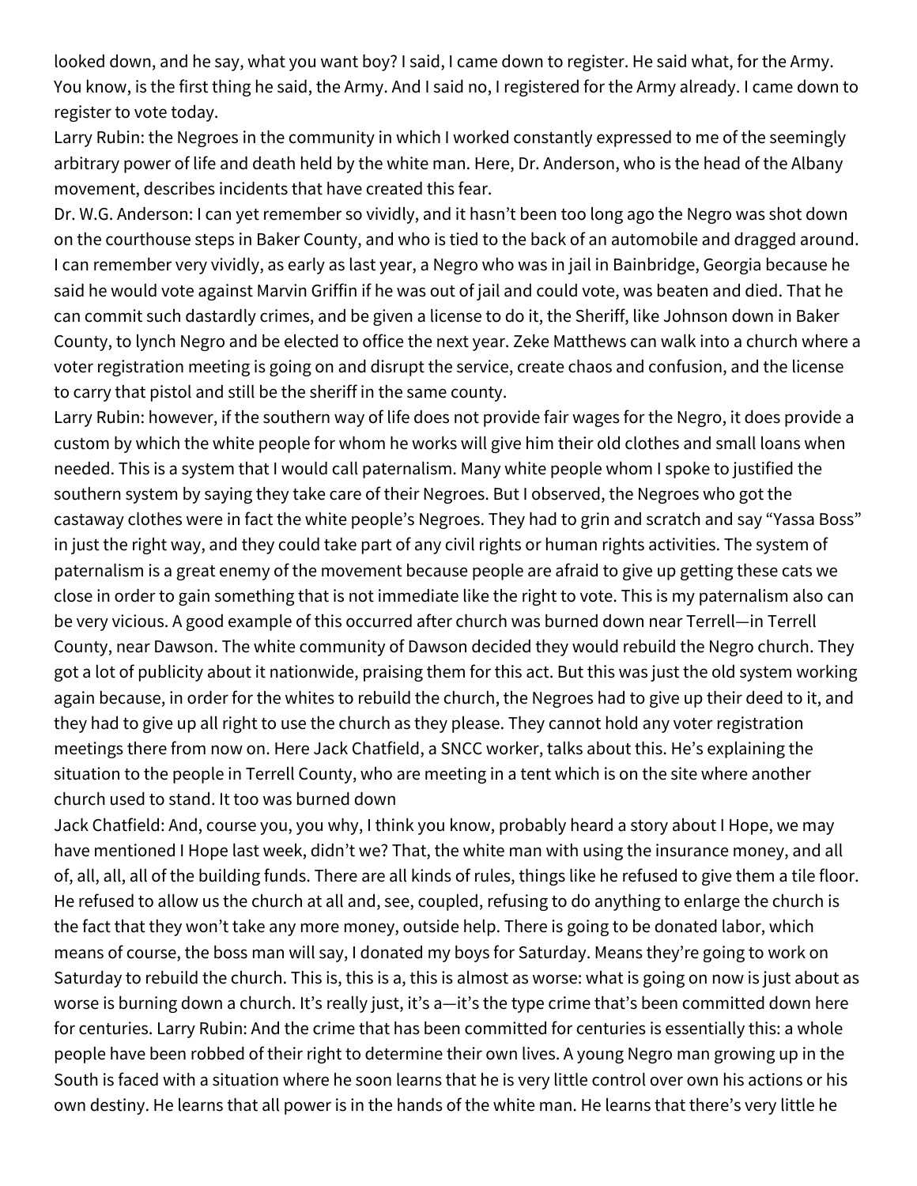looked down, and he say, what you want boy? I said, I came down to register. He said what, for the Army. You know, is the first thing he said, the Army. And I said no, I registered for the Army already. I came down to register to vote today.

Larry Rubin: the Negroes in the community in which I worked constantly expressed to me of the seemingly arbitrary power of life and death held by the white man. Here, Dr. Anderson, who is the head of the Albany movement, describes incidents that have created this fear.

Dr. W.G. Anderson: I can yet remember so vividly, and it hasn't been too long ago the Negro was shot down on the courthouse steps in Baker County, and who is tied to the back of an automobile and dragged around. I can remember very vividly, as early as last year, a Negro who was in jail in Bainbridge, Georgia because he said he would vote against Marvin Griffin if he was out of jail and could vote, was beaten and died. That he can commit such dastardly crimes, and be given a license to do it, the Sheriff, like Johnson down in Baker County, to lynch Negro and be elected to office the next year. Zeke Matthews can walk into a church where a voter registration meeting is going on and disrupt the service, create chaos and confusion, and the license to carry that pistol and still be the sheriff in the same county.

Larry Rubin: however, if the southern way of life does not provide fair wages for the Negro, it does provide a custom by which the white people for whom he works will give him their old clothes and small loans when needed. This is a system that I would call paternalism. Many white people whom I spoke to justified the southern system by saying they take care of their Negroes. But I observed, the Negroes who got the castaway clothes were in fact the white people's Negroes. They had to grin and scratch and say "Yassa Boss" in just the right way, and they could take part of any civil rights or human rights activities. The system of paternalism is a great enemy of the movement because people are afraid to give up getting these cats we close in order to gain something that is not immediate like the right to vote. This is my paternalism also can be very vicious. A good example of this occurred after church was burned down near Terrell—in Terrell County, near Dawson. The white community of Dawson decided they would rebuild the Negro church. They got a lot of publicity about it nationwide, praising them for this act. But this was just the old system working again because, in order for the whites to rebuild the church, the Negroes had to give up their deed to it, and they had to give up all right to use the church as they please. They cannot hold any voter registration meetings there from now on. Here Jack Chatfield, a SNCC worker, talks about this. He's explaining the situation to the people in Terrell County, who are meeting in a tent which is on the site where another church used to stand. It too was burned down

Jack Chatfield: And, course you, you why, I think you know, probably heard a story about I Hope, we may have mentioned I Hope last week, didn't we? That, the white man with using the insurance money, and all of, all, all, all of the building funds. There are all kinds of rules, things like he refused to give them a tile floor. He refused to allow us the church at all and, see, coupled, refusing to do anything to enlarge the church is the fact that they won't take any more money, outside help. There is going to be donated labor, which means of course, the boss man will say, I donated my boys for Saturday. Means they're going to work on Saturday to rebuild the church. This is, this is a, this is almost as worse: what is going on now is just about as worse is burning down a church. It's really just, it's a—it's the type crime that's been committed down here for centuries. Larry Rubin: And the crime that has been committed for centuries is essentially this: a whole people have been robbed of their right to determine their own lives. A young Negro man growing up in the South is faced with a situation where he soon learns that he is very little control over own his actions or his own destiny. He learns that all power is in the hands of the white man. He learns that there's very little he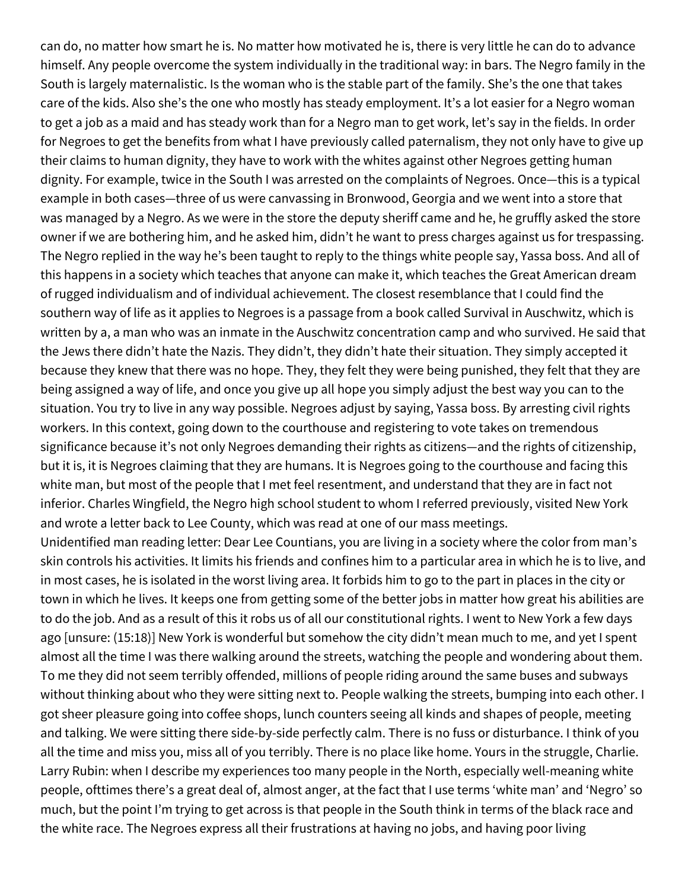can do, no matter how smart he is. No matter how motivated he is, there is very little he can do to advance himself. Any people overcome the system individually in the traditional way: in bars. The Negro family in the South is largely maternalistic. Is the woman who is the stable part of the family. She's the one that takes care of the kids. Also she's the one who mostly has steady employment. It's a lot easier for a Negro woman to get a job as a maid and has steady work than for a Negro man to get work, let's say in the fields. In order for Negroes to get the benefits from what I have previously called paternalism, they not only have to give up their claims to human dignity, they have to work with the whites against other Negroes getting human dignity. For example, twice in the South I was arrested on the complaints of Negroes. Once—this is a typical example in both cases—three of us were canvassing in Bronwood, Georgia and we went into a store that was managed by a Negro. As we were in the store the deputy sheriff came and he, he gruffly asked the store owner if we are bothering him, and he asked him, didn't he want to press charges against us for trespassing. The Negro replied in the way he's been taught to reply to the things white people say, Yassa boss. And all of this happens in a society which teaches that anyone can make it, which teaches the Great American dream of rugged individualism and of individual achievement. The closest resemblance that I could find the southern way of life as it applies to Negroes is a passage from a book called Survival in Auschwitz, which is written by a, a man who was an inmate in the Auschwitz concentration camp and who survived. He said that the Jews there didn't hate the Nazis. They didn't, they didn't hate their situation. They simply accepted it because they knew that there was no hope. They, they felt they were being punished, they felt that they are being assigned a way of life, and once you give up all hope you simply adjust the best way you can to the situation. You try to live in any way possible. Negroes adjust by saying, Yassa boss. By arresting civil rights workers. In this context, going down to the courthouse and registering to vote takes on tremendous significance because it's not only Negroes demanding their rights as citizens—and the rights of citizenship, but it is, it is Negroes claiming that they are humans. It is Negroes going to the courthouse and facing this white man, but most of the people that I met feel resentment, and understand that they are in fact not inferior. Charles Wingfield, the Negro high school student to whom I referred previously, visited New York and wrote a letter back to Lee County, which was read at one of our mass meetings.

Unidentified man reading letter: Dear Lee Countians, you are living in a society where the color from man's skin controls his activities. It limits his friends and confines him to a particular area in which he is to live, and in most cases, he is isolated in the worst living area. It forbids him to go to the part in places in the city or town in which he lives. It keeps one from getting some of the better jobs in matter how great his abilities are to do the job. And as a result of this it robs us of all our constitutional rights. I went to New York a few days ago [unsure: (15:18)] New York is wonderful but somehow the city didn't mean much to me, and yet I spent almost all the time I was there walking around the streets, watching the people and wondering about them. To me they did not seem terribly offended, millions of people riding around the same buses and subways without thinking about who they were sitting next to. People walking the streets, bumping into each other. I got sheer pleasure going into coffee shops, lunch counters seeing all kinds and shapes of people, meeting and talking. We were sitting there side-by-side perfectly calm. There is no fuss or disturbance. I think of you all the time and miss you, miss all of you terribly. There is no place like home. Yours in the struggle, Charlie.

Larry Rubin: when I describe my experiences too many people in the North, especially well-meaning white people, ofttimes there's a great deal of, almost anger, at the fact that I use terms 'white man' and 'Negro' so much, but the point I'm trying to get across is that people in the South think in terms of the black race and the white race. The Negroes express all their frustrations at having no jobs, and having poor living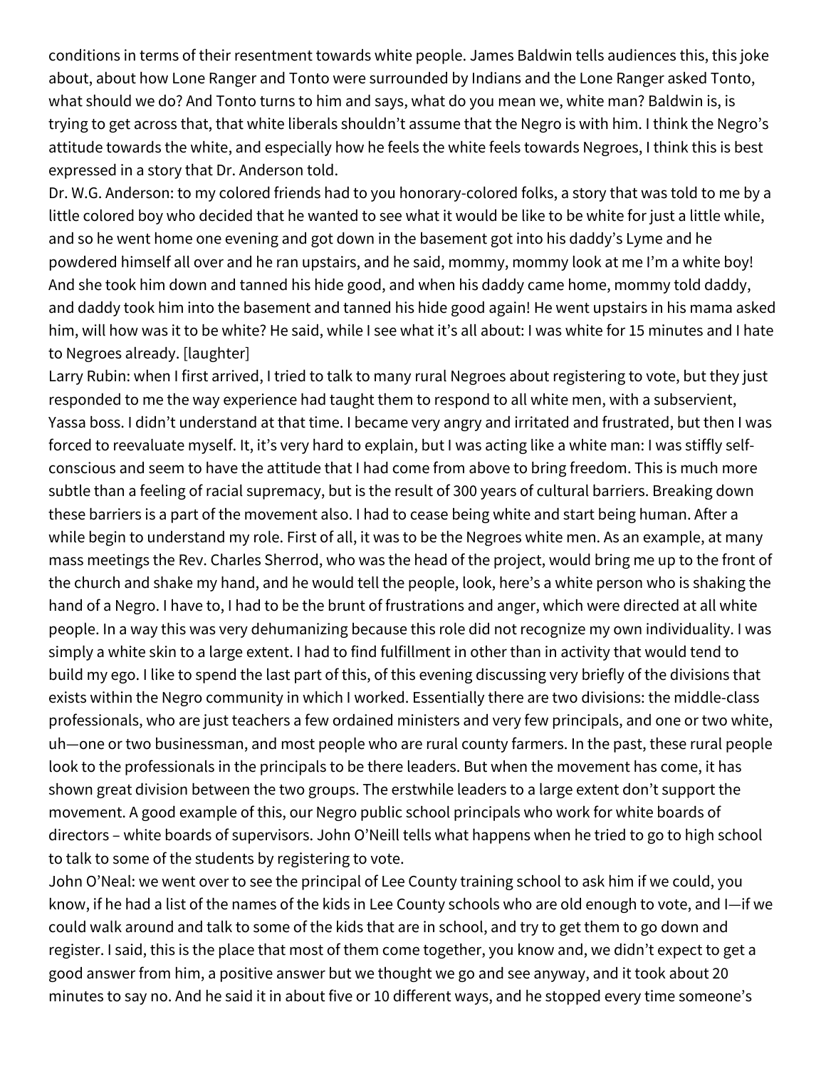conditions in terms of their resentment towards white people. James Baldwin tells audiences this, this joke about, about how Lone Ranger and Tonto were surrounded by Indians and the Lone Ranger asked Tonto, what should we do? And Tonto turns to him and says, what do you mean we, white man? Baldwin is, is trying to get across that, that white liberals shouldn't assume that the Negro is with him. I think the Negro's attitude towards the white, and especially how he feels the white feels towards Negroes, I think this is best expressed in a story that Dr. Anderson told.

Dr. W.G. Anderson: to my colored friends had to you honorary-colored folks, a story that was told to me by a little colored boy who decided that he wanted to see what it would be like to be white for just a little while, and so he went home one evening and got down in the basement got into his daddy's Lyme and he powdered himself all over and he ran upstairs, and he said, mommy, mommy look at me I'm a white boy! And she took him down and tanned his hide good, and when his daddy came home, mommy told daddy, and daddy took him into the basement and tanned his hide good again! He went upstairs in his mama asked him, will how was it to be white? He said, while I see what it's all about: I was white for 15 minutes and I hate to Negroes already. [laughter]

Larry Rubin: when I first arrived, I tried to talk to many rural Negroes about registering to vote, but they just responded to me the way experience had taught them to respond to all white men, with a subservient, Yassa boss. I didn't understand at that time. I became very angry and irritated and frustrated, but then I was forced to reevaluate myself. It, it's very hard to explain, but I was acting like a white man: I was stiffly self-conscious and seem to have the attitude that I had come from above to bring freedom. This is much more subtle than a feeling of racial supremacy, but is the result of 300 years of cultural barriers. Breaking down these barriers is a part of the movement also. I had to cease being white and start being human. After a while begin to understand my role. First of all, it was to be the Negroes white men. As an example, at many mass meetings the Rev. Charles Sherrod, who was the head of the project, would bring me up to the front of the church and shake my hand, and he would tell the people, look, here's a white person who is shaking the hand of a Negro. I have to, I had to be the brunt of frustrations and anger, which were directed at all white people. In a way this was very dehumanizing because this role did not recognize my own individuality. I was simply a white skin to a large extent. I had to find fulfillment in other than in activity that would tend to build my ego. I like to spend the last part of this, of this evening discussing very briefly of the divisions that exists within the Negro community in which I worked. Essentially there are two divisions: the middle-class professionals, who are just teachers a few ordained ministers and very few principals, and one or two white, uh—one or two businessman, and most people who are rural county farmers. In the past, these rural people look to the professionals in the principals to be there leaders. But when the movement has come, it has shown great division between the two groups. The erstwhile leaders to a large extent don't support the movement. A good example of this, our Negro public school principals who work for white boards of directors – white boards of supervisors. John O'Neill tells what happens when he tried to go to high school to talk to some of the students by registering to vote.

John O'Neal: we went over to see the principal of Lee County training school to ask him if we could, you know, if he had a list of the names of the kids in Lee County schools who are old enough to vote, and I—if we could walk around and talk to some of the kids that are in school, and try to get them to go down and register. I said, this is the place that most of them come together, you know and, we didn't expect to get a good answer from him, a positive answer but we thought we go and see anyway, and it took about 20 minutes to say no. And he said it in about five or 10 different ways, and he stopped every time someone's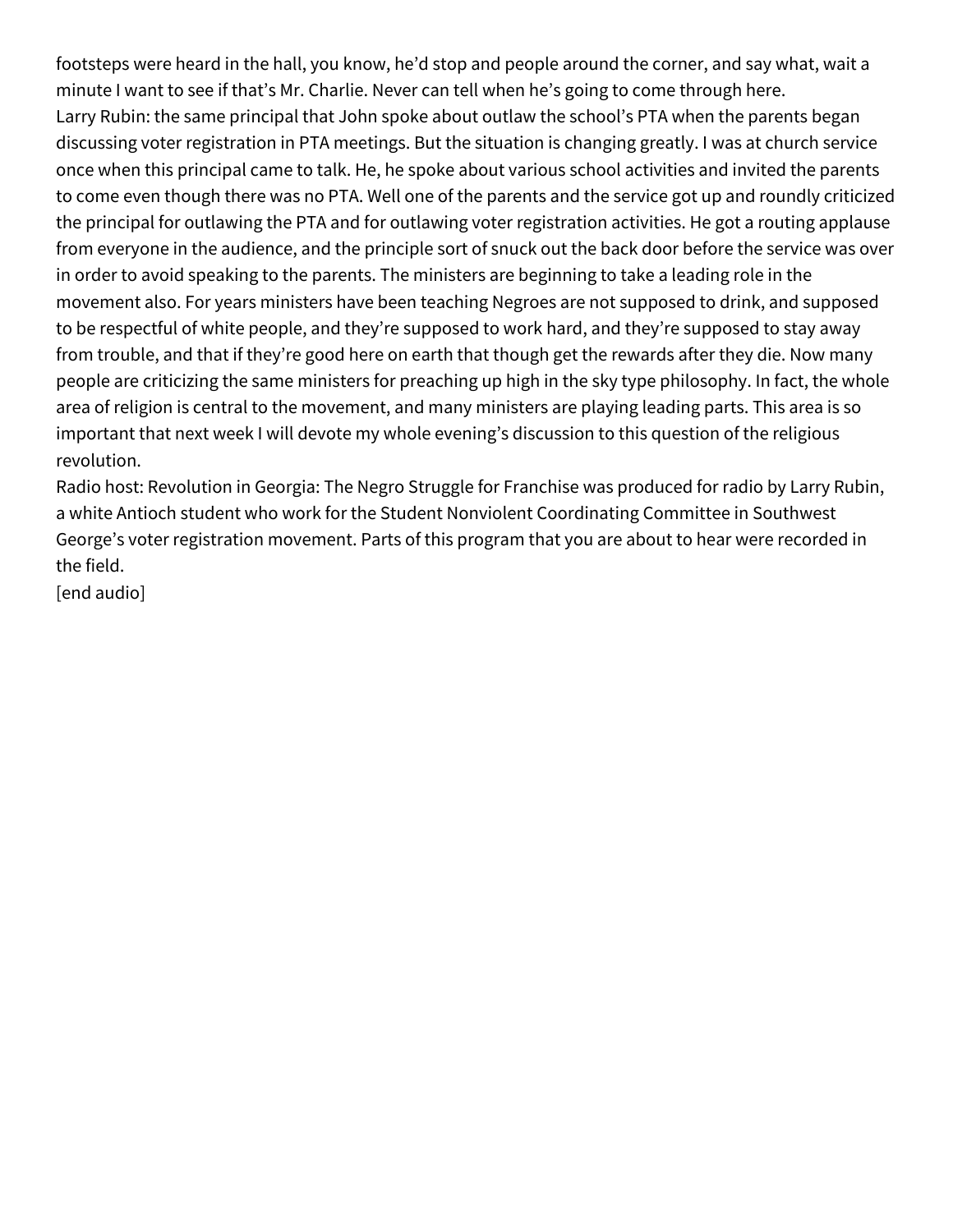footsteps were heard in the hall, you know, he'd stop and people around the corner, and say what, wait a minute I want to see if that's Mr. Charlie. Never can tell when he's going to come through here.

Larry Rubin: the same principal that John spoke about outlaw the school's PTA when the parents began discussing voter registration in PTA meetings. But the situation is changing greatly. I was at church service once when this principal came to talk. He, he spoke about various school activities and invited the parents to come even though there was no PTA. Well one of the parents and the service got up and roundly criticized the principal for outlawing the PTA and for outlawing voter registration activities. He got a routing applause from everyone in the audience, and the principle sort of snuck out the back door before the service was over in order to avoid speaking to the parents. The ministers are beginning to take a leading role in the movement also. For years ministers have been teaching Negroes are not supposed to drink, and supposed to be respectful of white people, and they're supposed to work hard, and they're supposed to stay away from trouble, and that if they're good here on earth that though get the rewards after they die. Now many people are criticizing the same ministers for preaching up high in the sky type philosophy. In fact, the whole area of religion is central to the movement, and many ministers are playing leading parts. This area is so important that next week I will devote my whole evening's discussion to this question of the religious revolution.

Radio host: Revolution in Georgia: The Negro Struggle for Franchise was produced for radio by Larry Rubin, a white Antioch student who work for the Student Nonviolent Coordinating Committee in Southwest George's voter registration movement. Parts of this program that you are about to hear were recorded in the field.

[end audio]